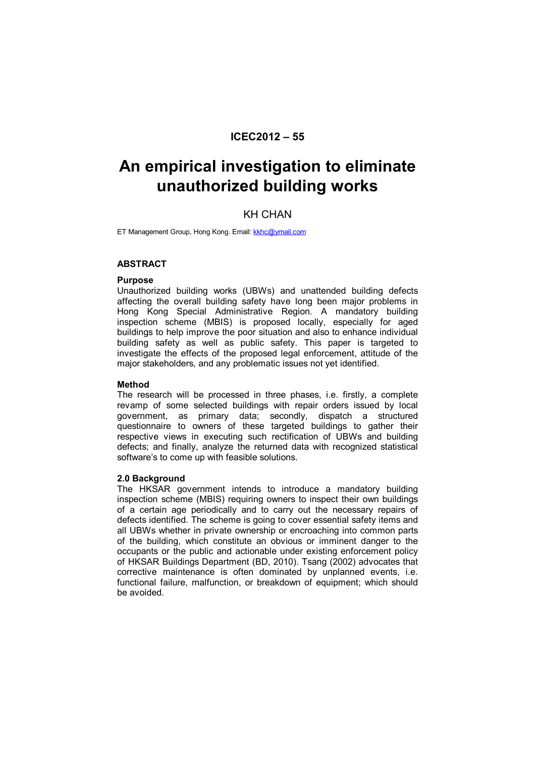**ICEC2012 – 55**

# An empirical investigation to eliminate unauthorized building works

KH CHAN

ET Management Group, Hong Kong. Email: kkhc@ymail.com

## ABSTRACT

### Purpose

Unauthorized building works (UBWs) and unattended building defects affecting the overall building safety have long been major problems in Hong Kong Special Administrative Region. A mandatory building inspection scheme (MBIS) is proposed locally, especially for aged buildings to help improve the poor situation and also to enhance individual building safety as well as public safety. This paper is targeted to investigate the effects of the proposed legal enforcement, attitude of the major stakeholders, and any problematic issues not yet identified.

### Method

The research will be processed in three phases, i.e. firstly, a complete revamp of some selected buildings with repair orders issued by local government, as primary data; secondly, dispatch a structured questionnaire to owners of these targeted buildings to gather their respective views in executing such rectification of UBWs and building defects; and finally, analyze the returned data with recognized statistical software's to come up with feasible solutions.

### 2.0 Background

The HKSAR government intends to introduce a mandatory building inspection scheme (MBIS) requiring owners to inspect their own buildings of a certain age periodically and to carry out the necessary repairs of defects identified. The scheme is going to cover essential safety items and all UBWs whether in private ownership or encroaching into common parts of the building, which constitute an obvious or imminent danger to the occupants or the public and actionable under existing enforcement policy of HKSAR Buildings Department (BD, 2010). Tsang (2002) advocates that corrective maintenance is often dominated by unplanned events, i.e. functional failure, malfunction, or breakdown of equipment; which should be avoided.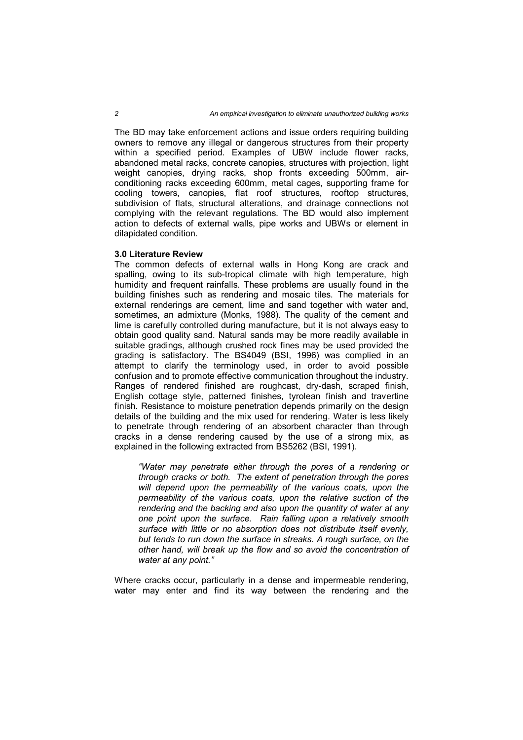The BD may take enforcement actions and issue orders requiring building owners to remove any illegal or dangerous structures from their property within a specified period. Examples of UBW include flower racks, abandoned metal racks, concrete canopies, structures with projection, light weight canopies, drying racks, shop fronts exceeding 500mm, air-conditioning racks exceeding 600mm, metal cages, supporting frame for cooling towers, canopies, flat roof structures, rooftop structures, subdivision of flats, structural alterations, and drainage connections not complying with the relevant regulations. The BD would also implement action to defects of external walls, pipe works and UBWs or element in dilapidated condition.

### 3.0 Literature Review

The common defects of external walls in Hong Kong are crack and spalling, owing to its sub-tropical climate with high temperature, high humidity and frequent rainfalls. These problems are usually found in the building finishes such as rendering and mosaic tiles. The materials for external renderings are cement, lime and sand together with water and, sometimes, an admixture (Monks, 1988). The quality of the cement and lime is carefully controlled during manufacture, but it is not always easy to obtain good quality sand. Natural sands may be more readily available in suitable gradings, although crushed rock fines may be used provided the grading is satisfactory. The BS4049 (BSI, 1996) was complied in an attempt to clarify the terminology used, in order to avoid possible confusion and to promote effective communication throughout the industry. Ranges of rendered finished are roughcast, dry-dash, scraped finish, English cottage style, patterned finishes, tyrolean finish and travertine finish. Resistance to moisture penetration depends primarily on the design details of the building and the mix used for rendering. Water is less likely to penetrate through rendering of an absorbent character than through cracks in a dense rendering caused by the use of a strong mix, as explained in the following extracted from BS5262 (BSI, 1991).

> *"Water may penetrate either through the pores of a rendering or through cracks or both. The extent of penetration through the pores will depend upon the permeability of the various coats, upon the permeability of the various coats, upon the relative suction of the rendering and the backing and also upon the quantity of water at any one point upon the surface. Rain falling upon a relatively smooth surface with little or no absorption does not distribute itself evenly, but tends to run down the surface in streaks. A rough surface, on the other hand, will break up the flow and so avoid the concentration of water at any point."*

Where cracks occur, particularly in a dense and impermeable rendering, water may enter and find its way between the rendering and the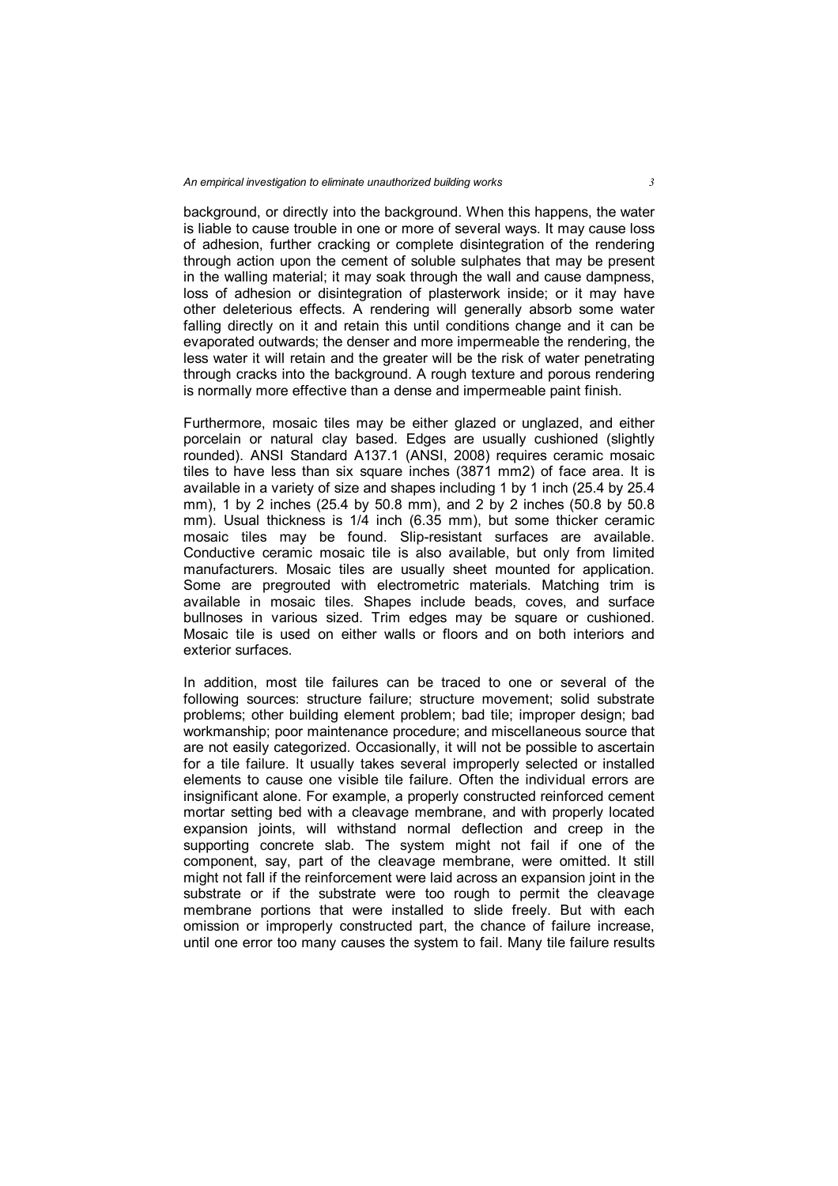background, or directly into the background. When this happens, the water is liable to cause trouble in one or more of several ways. It may cause loss of adhesion, further cracking or complete disintegration of the rendering through action upon the cement of soluble sulphates that may be present in the walling material; it may soak through the wall and cause dampness, loss of adhesion or disintegration of plasterwork inside; or it may have other deleterious effects. A rendering will generally absorb some water falling directly on it and retain this until conditions change and it can be evaporated outwards; the denser and more impermeable the rendering, the less water it will retain and the greater will be the risk of water penetrating through cracks into the background. A rough texture and porous rendering is normally more effective than a dense and impermeable paint finish.

Furthermore, mosaic tiles may be either glazed or unglazed, and either porcelain or natural clay based. Edges are usually cushioned (slightly rounded). ANSI Standard A137.1 (ANSI, 2008) requires ceramic mosaic tiles to have less than six square inches (3871 mm2) of face area. It is available in a variety of size and shapes including 1 by 1 inch (25.4 by 25.4 mm), 1 by 2 inches (25.4 by 50.8 mm), and 2 by 2 inches (50.8 by 50.8 mm). Usual thickness is 1/4 inch (6.35 mm), but some thicker ceramic mosaic tiles may be found. Slip-resistant surfaces are available. Conductive ceramic mosaic tile is also available, but only from limited manufacturers. Mosaic tiles are usually sheet mounted for application. Some are pregrouted with electrometric materials. Matching trim is available in mosaic tiles. Shapes include beads, coves, and surface bullnoses in various sized. Trim edges may be square or cushioned. Mosaic tile is used on either walls or floors and on both interiors and exterior surfaces.

In addition, most tile failures can be traced to one or several of the following sources: structure failure; structure movement; solid substrate problems; other building element problem; bad tile; improper design; bad workmanship; poor maintenance procedure; and miscellaneous source that are not easily categorized. Occasionally, it will not be possible to ascertain for a tile failure. It usually takes several improperly selected or installed elements to cause one visible tile failure. Often the individual errors are insignificant alone. For example, a properly constructed reinforced cement mortar setting bed with a cleavage membrane, and with properly located expansion joints, will withstand normal deflection and creep in the supporting concrete slab. The system might not fail if one of the component, say, part of the cleavage membrane, were omitted. It still might not fall if the reinforcement were laid across an expansion joint in the substrate or if the substrate were too rough to permit the cleavage membrane portions that were installed to slide freely. But with each omission or improperly constructed part, the chance of failure increase, until one error too many causes the system to fail. Many tile failure results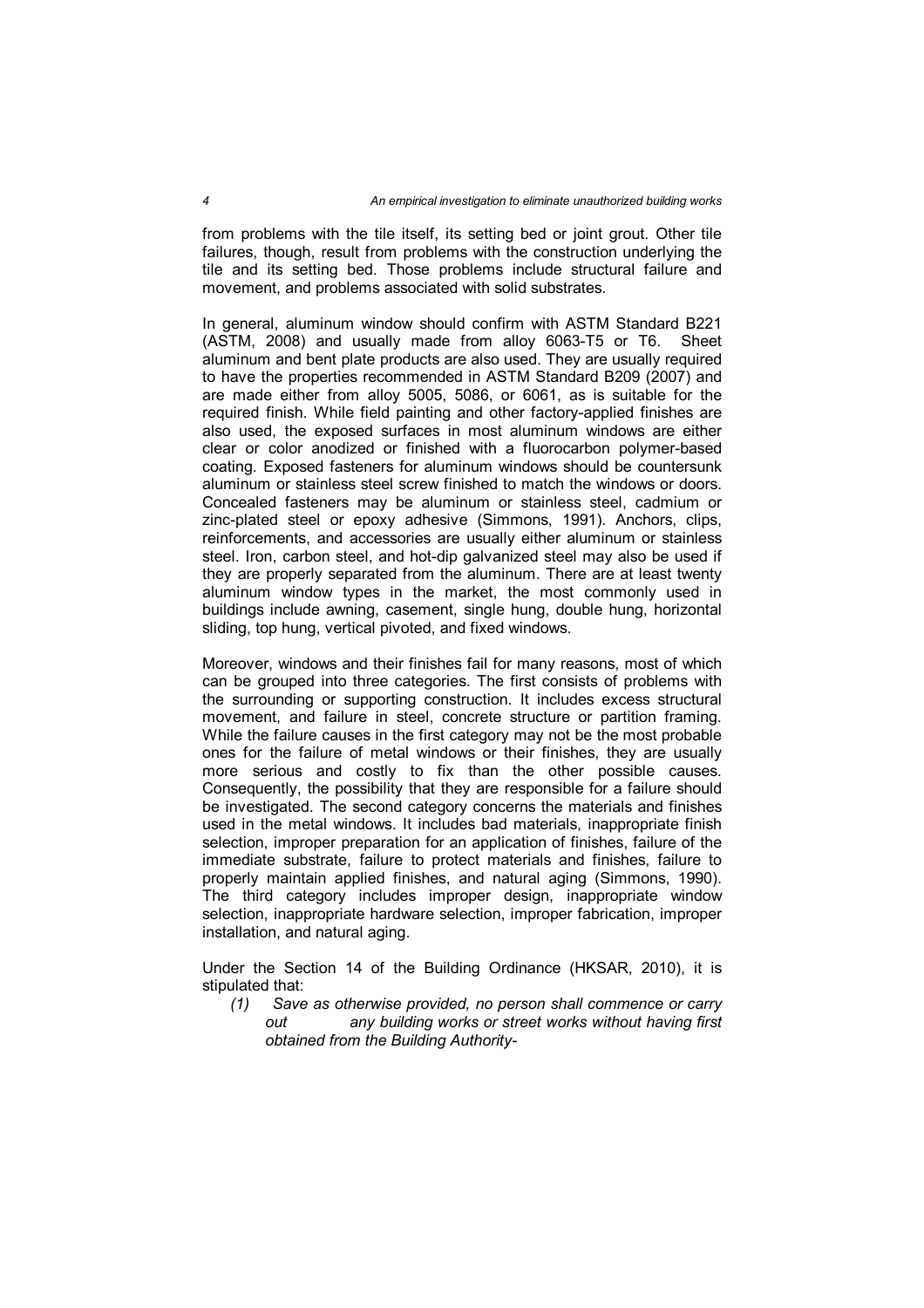from problems with the tile itself, its setting bed or joint grout. Other tile failures, though, result from problems with the construction underlying the tile and its setting bed. Those problems include structural failure and movement, and problems associated with solid substrates.

In general, aluminum window should confirm with ASTM Standard B221 (ASTM, 2008) and usually made from alloy 6063-T5 or T6. Sheet aluminum and bent plate products are also used. They are usually required to have the properties recommended in ASTM Standard B209 (2007) and are made either from alloy 5005, 5086, or 6061, as is suitable for the required finish. While field painting and other factory-applied finishes are also used, the exposed surfaces in most aluminum windows are either clear or color anodized or finished with a fluorocarbon polymer-based coating. Exposed fasteners for aluminum windows should be countersunk aluminum or stainless steel screw finished to match the windows or doors. Concealed fasteners may be aluminum or stainless steel, cadmium or zinc-plated steel or epoxy adhesive (Simmons, 1991). Anchors, clips, reinforcements, and accessories are usually either aluminum or stainless steel. Iron, carbon steel, and hot-dip galvanized steel may also be used if they are properly separated from the aluminum. There are at least twenty aluminum window types in the market, the most commonly used in buildings include awning, casement, single hung, double hung, horizontal sliding, top hung, vertical pivoted, and fixed windows.

Moreover, windows and their finishes fail for many reasons, most of which can be grouped into three categories. The first consists of problems with the surrounding or supporting construction. It includes excess structural movement, and failure in steel, concrete structure or partition framing. While the failure causes in the first category may not be the most probable ones for the failure of metal windows or their finishes, they are usually more serious and costly to fix than the other possible causes. Consequently, the possibility that they are responsible for a failure should be investigated. The second category concerns the materials and finishes used in the metal windows. It includes bad materials, inappropriate finish selection, improper preparation for an application of finishes, failure of the immediate substrate, failure to protect materials and finishes, failure to properly maintain applied finishes, and natural aging (Simmons, 1990). The third category includes improper design, inappropriate window selection, inappropriate hardware selection, improper fabrication, improper installation, and natural aging.

Under the Section 14 of the Building Ordinance (HKSAR, 2010), it is stipulated that:

*(1) Save as otherwise provided, no person shall commence or carry out any building works or street works without having first obtained from the Building Authority-*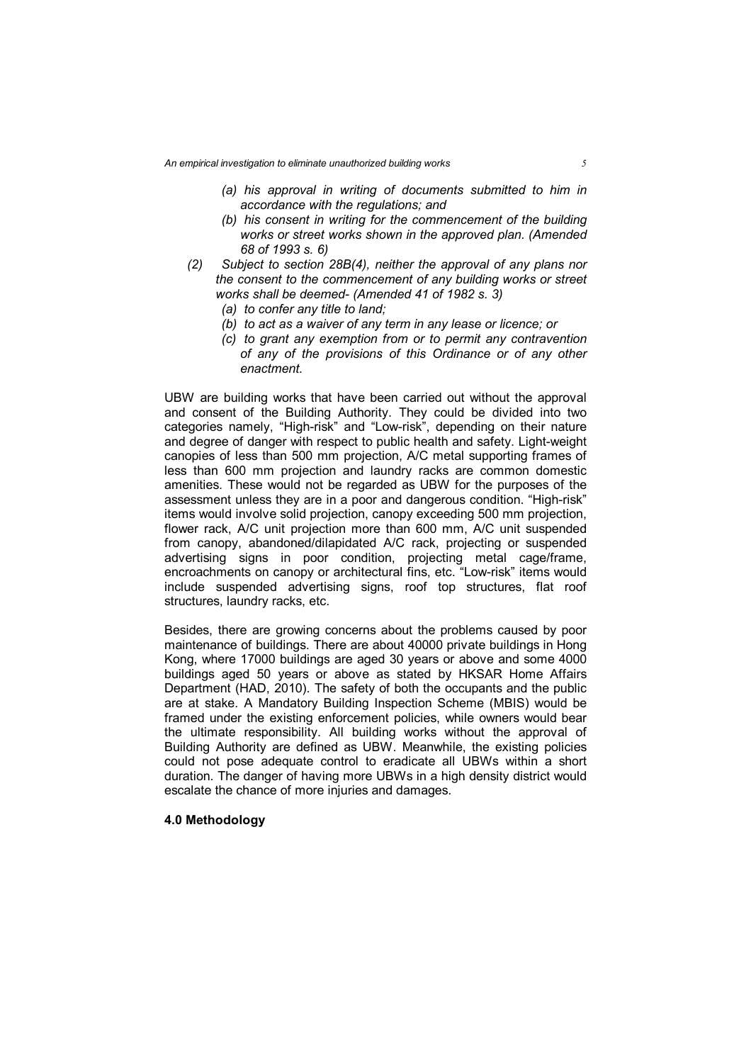> *(a) his approval in writing of documents submitted to him in accordance with the regulations; and*
>
> *(b) his consent in writing for the commencement of the building works or street works shown in the approved plan. (Amended 68 of 1993 s. 6)*
>
> *(2) Subject to section 28B(4), neither the approval of any plans nor the consent to the commencement of any building works or street works shall be deemed- (Amended 41 of 1982 s. 3)*
>
> *(a) to confer any title to land;*
>
> *(b) to act as a waiver of any term in any lease or licence; or*
>
> *(c) to grant any exemption from or to permit any contravention of any of the provisions of this Ordinance or of any other enactment.*

UBW are building works that have been carried out without the approval and consent of the Building Authority. They could be divided into two categories namely, "High-risk" and "Low-risk", depending on their nature and degree of danger with respect to public health and safety. Light-weight canopies of less than 500 mm projection, A/C metal supporting frames of less than 600 mm projection and laundry racks are common domestic amenities. These would not be regarded as UBW for the purposes of the assessment unless they are in a poor and dangerous condition. "High-risk" items would involve solid projection, canopy exceeding 500 mm projection, flower rack, A/C unit projection more than 600 mm, A/C unit suspended from canopy, abandoned/dilapidated A/C rack, projecting or suspended advertising signs in poor condition, projecting metal cage/frame, encroachments on canopy or architectural fins, etc. "Low-risk" items would include suspended advertising signs, roof top structures, flat roof structures, laundry racks, etc.

Besides, there are growing concerns about the problems caused by poor maintenance of buildings. There are about 40000 private buildings in Hong Kong, where 17000 buildings are aged 30 years or above and some 4000 buildings aged 50 years or above as stated by HKSAR Home Affairs Department (HAD, 2010). The safety of both the occupants and the public are at stake. A Mandatory Building Inspection Scheme (MBIS) would be framed under the existing enforcement policies, while owners would bear the ultimate responsibility. All building works without the approval of Building Authority are defined as UBW. Meanwhile, the existing policies could not pose adequate control to eradicate all UBWs within a short duration. The danger of having more UBWs in a high density district would escalate the chance of more injuries and damages.

## 4.0 Methodology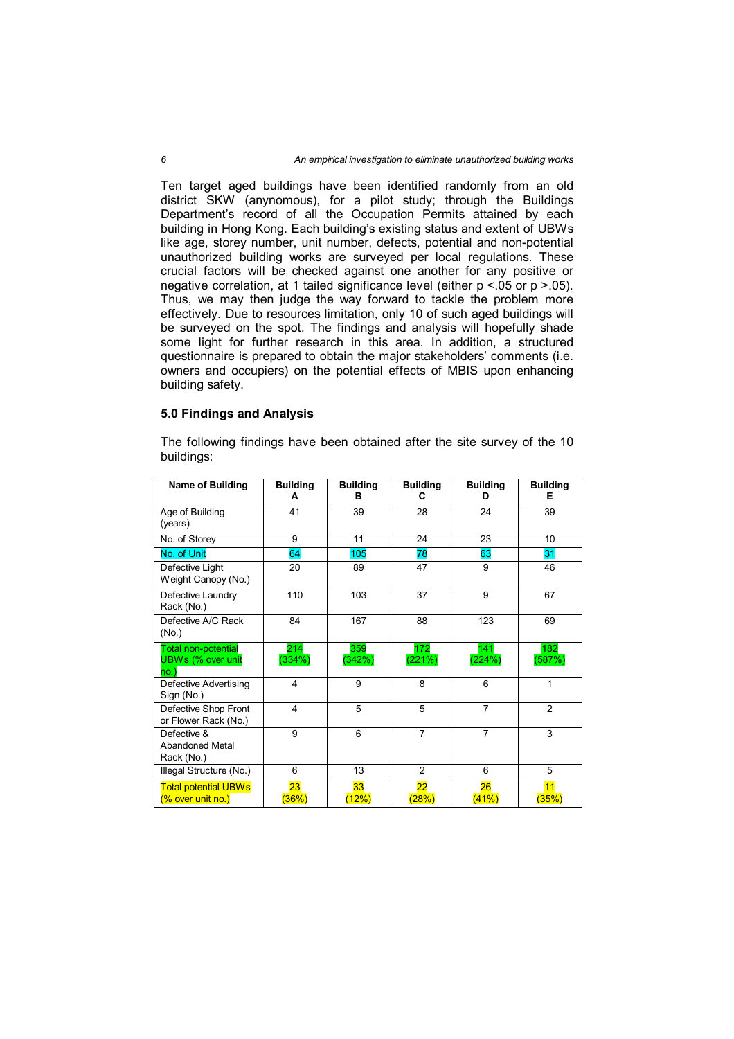Ten target aged buildings have been identified randomly from an old district SKW (anynomous), for a pilot study; through the Buildings Department's record of all the Occupation Permits attained by each building in Hong Kong. Each building's existing status and extent of UBWs like age, storey number, unit number, defects, potential and non-potential unauthorized building works are surveyed per local regulations. These crucial factors will be checked against one another for any positive or negative correlation, at 1 tailed significance level (either $p < .05$ or $p > .05$). Thus, we may then judge the way forward to tackle the problem more effectively. Due to resources limitation, only 10 of such aged buildings will be surveyed on the spot. The findings and analysis will hopefully shade some light for further research in this area. In addition, a structured questionnaire is prepared to obtain the major stakeholders' comments (i.e. owners and occupiers) on the potential effects of MBIS upon enhancing building safety.

## 5.0 Findings and Analysis

The following findings have been obtained after the site survey of the 10 buildings:

| Name of Building | Building A | Building B | Building C | Building D | Building E |
|---|---|---|---|---|---|
| Age of Building (years) | 41 | 39 | 28 | 24 | 39 |
| No. of Storey | 9 | 11 | 24 | 23 | 10 |
| No. of Unit | 64 | 105 | 78 | 63 | 31 |
| Defective Light Weight Canopy (No.) | 20 | 89 | 47 | 9 | 46 |
| Defective Laundry Rack (No.) | 110 | 103 | 37 | 9 | 67 |
| Defective A/C Rack (No.) | 84 | 167 | 88 | 123 | 69 |
| Total non-potential UBWs (% over unit no.) | 214 (334%) | 359 (342%) | 172 (221%) | 141 (224%) | 182 (587%) |
| Defective Advertising Sign (No.) | 4 | 9 | 8 | 6 | 1 |
| Defective Shop Front or Flower Rack (No.) | 4 | 5 | 5 | 7 | 2 |
| Defective & Abandoned Metal Rack (No.) | 9 | 6 | 7 | 7 | 3 |
| Illegal Structure (No.) | 6 | 13 | 2 | 6 | 5 |
| Total potential UBWs (% over unit no.) | 23 (36%) | 33 (12%) | 22 (28%) | 26 (41%) | 11 (35%) |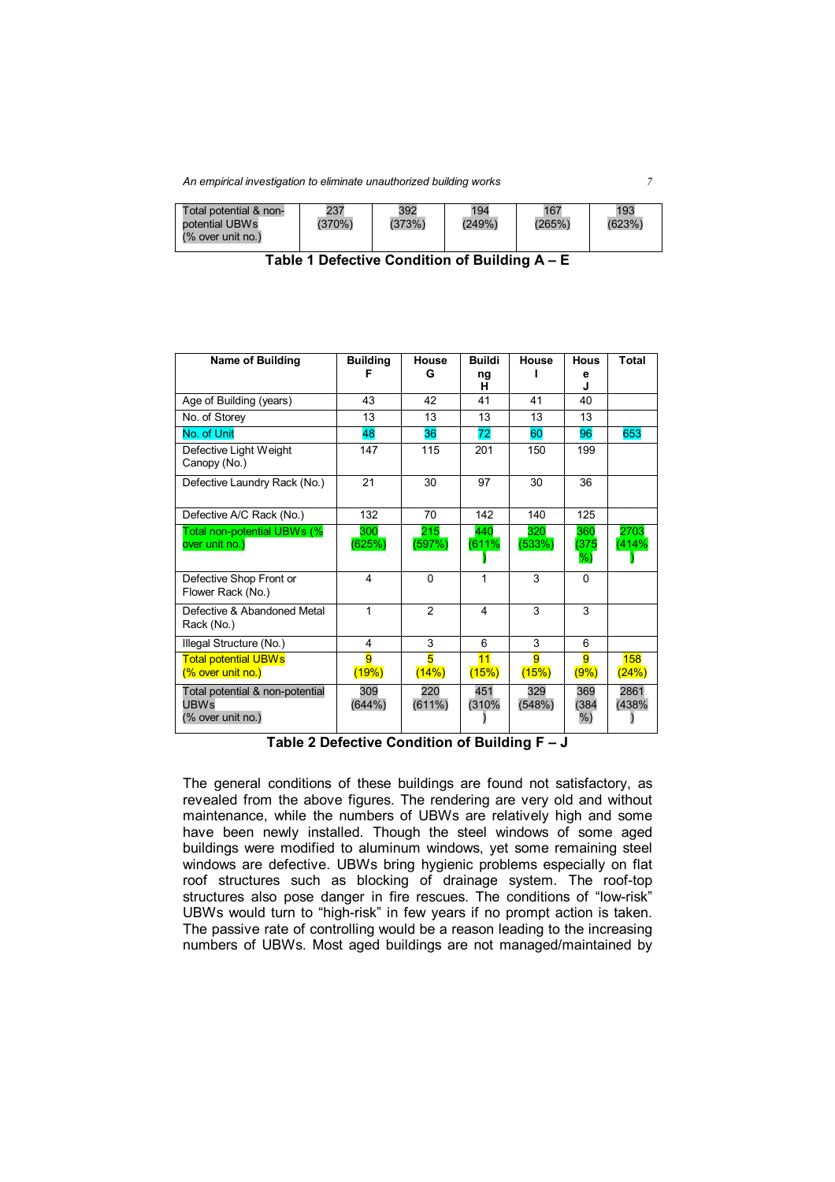| Total potential & non-potential UBWs (% over unit no.) | 237 (370%) | 392 (373%) | 194 (249%) | 167 (265%) | 193 (623%) |
|---|---|---|---|---|---|

**Table 1 Defective Condition of Building A – E**

| Name of Building | Building F | House G | Building H | House I | House J | Total |
|---|---|---|---|---|---|---|
| Age of Building (years) | 43 | 42 | 41 | 41 | 40 | |
| No. of Storey | 13 | 13 | 13 | 13 | 13 | |
| No. of Unit | 48 | 36 | 72 | 60 | 96 | 653 |
| Defective Light Weight Canopy (No.) | 147 | 115 | 201 | 150 | 199 | |
| Defective Laundry Rack (No.) | 21 | 30 | 97 | 30 | 36 | |
| Defective A/C Rack (No.) | 132 | 70 | 142 | 140 | 125 | |
| Total non-potential UBWs (% over unit no.) | 300 (625%) | 215 (597%) | 440 (611%) | 320 (533%) | 360 (375%) | 2703 (414%) |
| Defective Shop Front or Flower Rack (No.) | 4 | 0 | 1 | 3 | 0 | |
| Defective & Abandoned Metal Rack (No.) | 1 | 2 | 4 | 3 | 3 | |
| Illegal Structure (No.) | 4 | 3 | 6 | 3 | 6 | |
| Total potential UBWs (% over unit no.) | 9 (19%) | 5 (14%) | 11 (15%) | 9 (15%) | 9 (9%) | 158 (24%) |
| Total potential & non-potential UBWs (% over unit no.) | 309 (644%) | 220 (611%) | 451 (310%) | 329 (548%) | 369 (384%) | 2861 (438%) |

**Table 2 Defective Condition of Building F – J**

The general conditions of these buildings are found not satisfactory, as revealed from the above figures. The rendering are very old and without maintenance, while the numbers of UBWs are relatively high and some have been newly installed. Though the steel windows of some aged buildings were modified to aluminum windows, yet some remaining steel windows are defective. UBWs bring hygienic problems especially on flat roof structures such as blocking of drainage system. The roof-top structures also pose danger in fire rescues. The conditions of "low-risk" UBWs would turn to "high-risk" in few years if no prompt action is taken. The passive rate of controlling would be a reason leading to the increasing numbers of UBWs. Most aged buildings are not managed/maintained by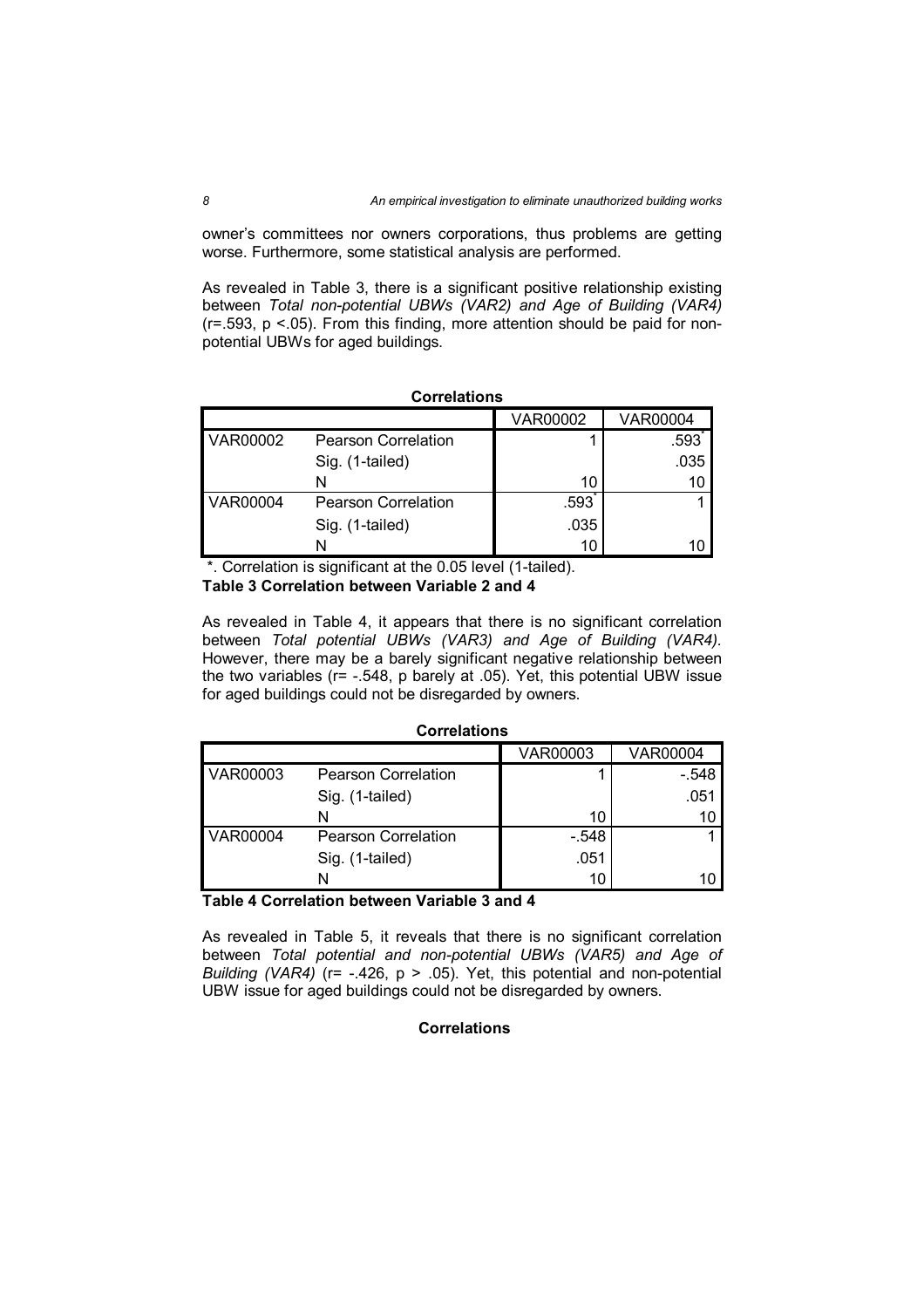owner's committees nor owners corporations, thus problems are getting worse. Furthermore, some statistical analysis are performed.

As revealed in Table 3, there is a significant positive relationship existing between *Total non-potential UBWs (VAR2) and Age of Building (VAR4)* ($r=.593$, $p <.05$). From this finding, more attention should be paid for non-potential UBWs for aged buildings.

**Correlations**

| | | VAR00002 | VAR00004 |
|---|---|---|---|
| VAR00002 | Pearson Correlation | 1 | .593* |
| | Sig. (1-tailed) | | .035 |
| | N | 10 | 10 |
| VAR00004 | Pearson Correlation | .593* | 1 |
| | Sig. (1-tailed) | .035 | |
| | N | 10 | 10 |

*. Correlation is significant at the 0.05 level (1-tailed).

**Table 3 Correlation between Variable 2 and 4**

As revealed in Table 4, it appears that there is no significant correlation between *Total potential UBWs (VAR3) and Age of Building (VAR4).* However, there may be a barely significant negative relationship between the two variables ($r= -.548$, p barely at .05). Yet, this potential UBW issue for aged buildings could not be disregarded by owners.

**Correlations**

| | | VAR00003 | VAR00004 |
|---|---|---|---|
| VAR00003 | Pearson Correlation | 1 | -.548 |
| | Sig. (1-tailed) | | .051 |
| | N | 10 | 10 |
| VAR00004 | Pearson Correlation | -.548 | 1 |
| | Sig. (1-tailed) | .051 | |
| | N | 10 | 10 |

**Table 4 Correlation between Variable 3 and 4**

As revealed in Table 5, it reveals that there is no significant correlation between *Total potential and non-potential UBWs (VAR5) and Age of Building (VAR4)* ($r= -.426$, $p > .05$). Yet, this potential and non-potential UBW issue for aged buildings could not be disregarded by owners.

**Correlations**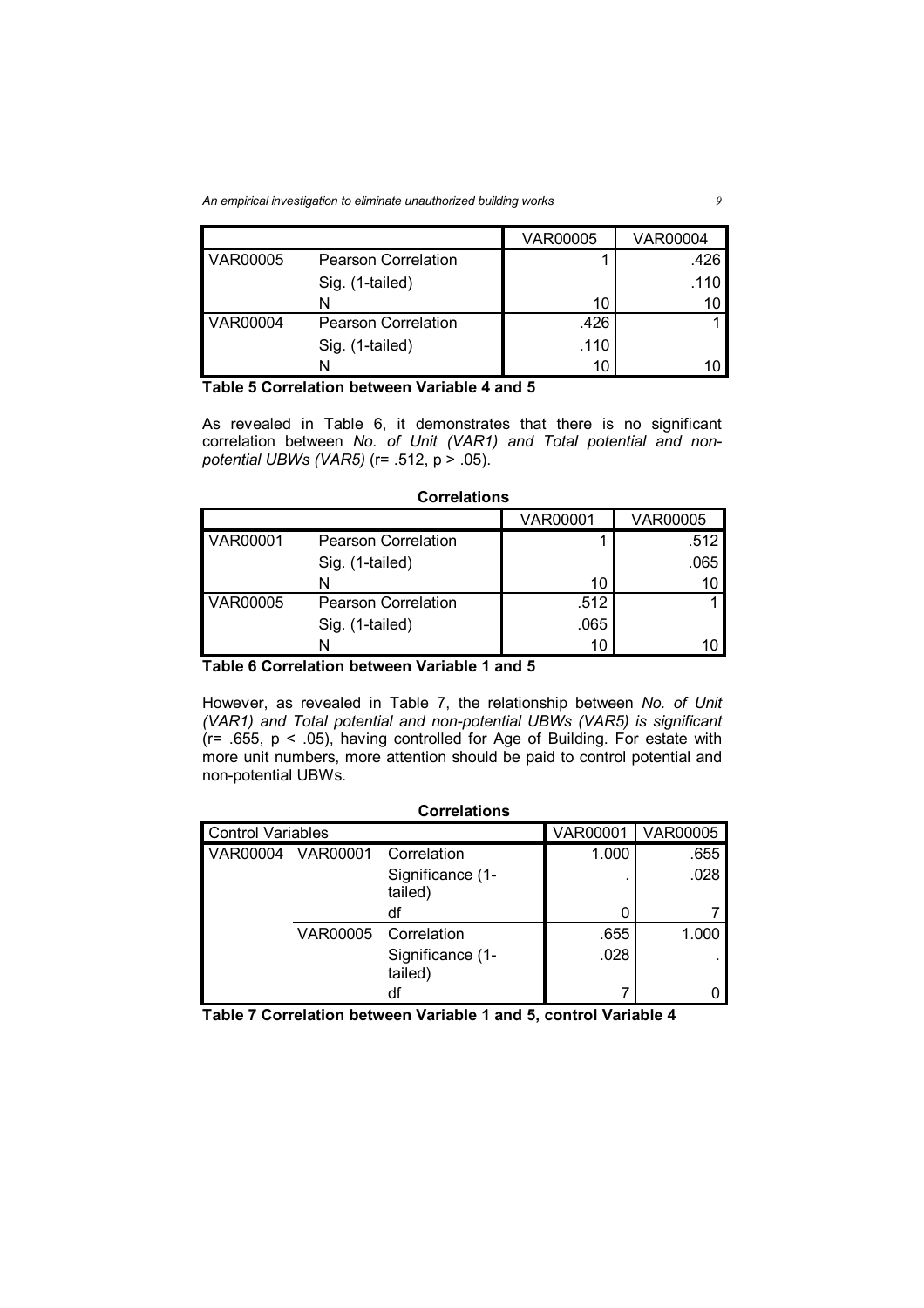| | | VAR00005 | VAR00004 |
|---|---|---|---|
| VAR00005 | Pearson Correlation | 1 | .426 |
| | Sig. (1-tailed) | | .110 |
| | N | 10 | 10 |
| VAR00004 | Pearson Correlation | .426 | 1 |
| | Sig. (1-tailed) | .110 | |
| | N | 10 | 10 |

**Table 5 Correlation between Variable 4 and 5**

As revealed in Table 6, it demonstrates that there is no significant correlation between *No. of Unit (VAR1) and Total potential and non-potential UBWs (VAR5)* ($r= .512$, $p > .05$).

**Correlations**

| | | VAR00001 | VAR00005 |
|---|---|---|---|
| VAR00001 | Pearson Correlation | 1 | .512 |
| | Sig. (1-tailed) | | .065 |
| | N | 10 | 10 |
| VAR00005 | Pearson Correlation | .512 | 1 |
| | Sig. (1-tailed) | .065 | |
| | N | 10 | 10 |

**Table 6 Correlation between Variable 1 and 5**

However, as revealed in Table 7, the relationship between *No. of Unit (VAR1) and Total potential and non-potential UBWs (VAR5) is significant* ($r= .655$, $p < .05$), having controlled for Age of Building. For estate with more unit numbers, more attention should be paid to control potential and non-potential UBWs.

**Correlations**

| Control Variables | | | VAR00001 | VAR00005 |
|---|---|---|---|---|
| VAR00004 | VAR00001 | Correlation | 1.000 | .655 |
| | | Significance (1-tailed) | . | .028 |
| | | df | 0 | 7 |
| | VAR00005 | Correlation | .655 | 1.000 |
| | | Significance (1-tailed) | .028 | . |
| | | df | 7 | 0 |

**Table 7 Correlation between Variable 1 and 5, control Variable 4**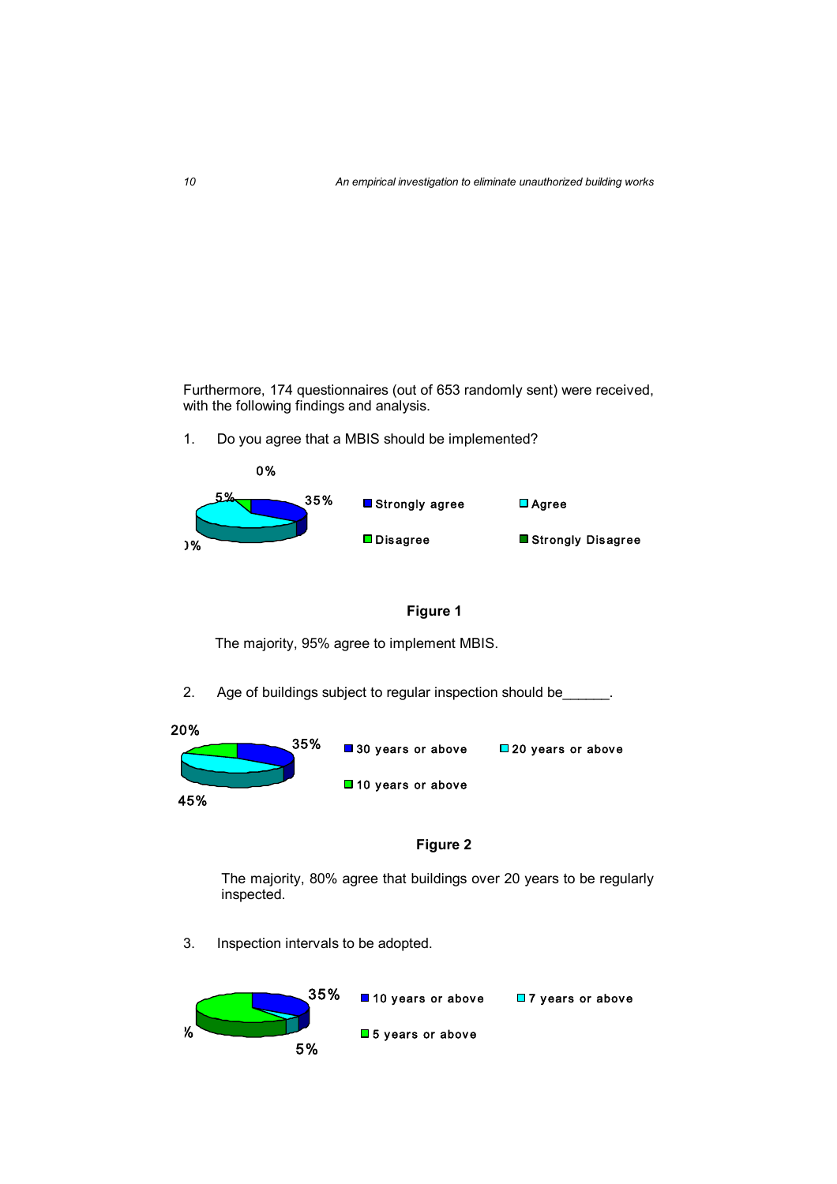Furthermore, 174 questionnaires (out of 653 randomly sent) were received, with the following findings and analysis.

1. Do you agree that a MBIS should be implemented?

0%

5%

35%

)%

Strongly agree

Agree

Disagree

Strongly Disagree

**Figure 1**

The majority, 95% agree to implement MBIS.

2. Age of buildings subject to regular inspection should be______.

20%

35%

45%

30 years or above

20 years or above

10 years or above

**Figure 2**

The majority, 80% agree that buildings over 20 years to be regularly inspected.

3. Inspection intervals to be adopted.

35%

%

5%

10 years or above

7 years or above

5 years or above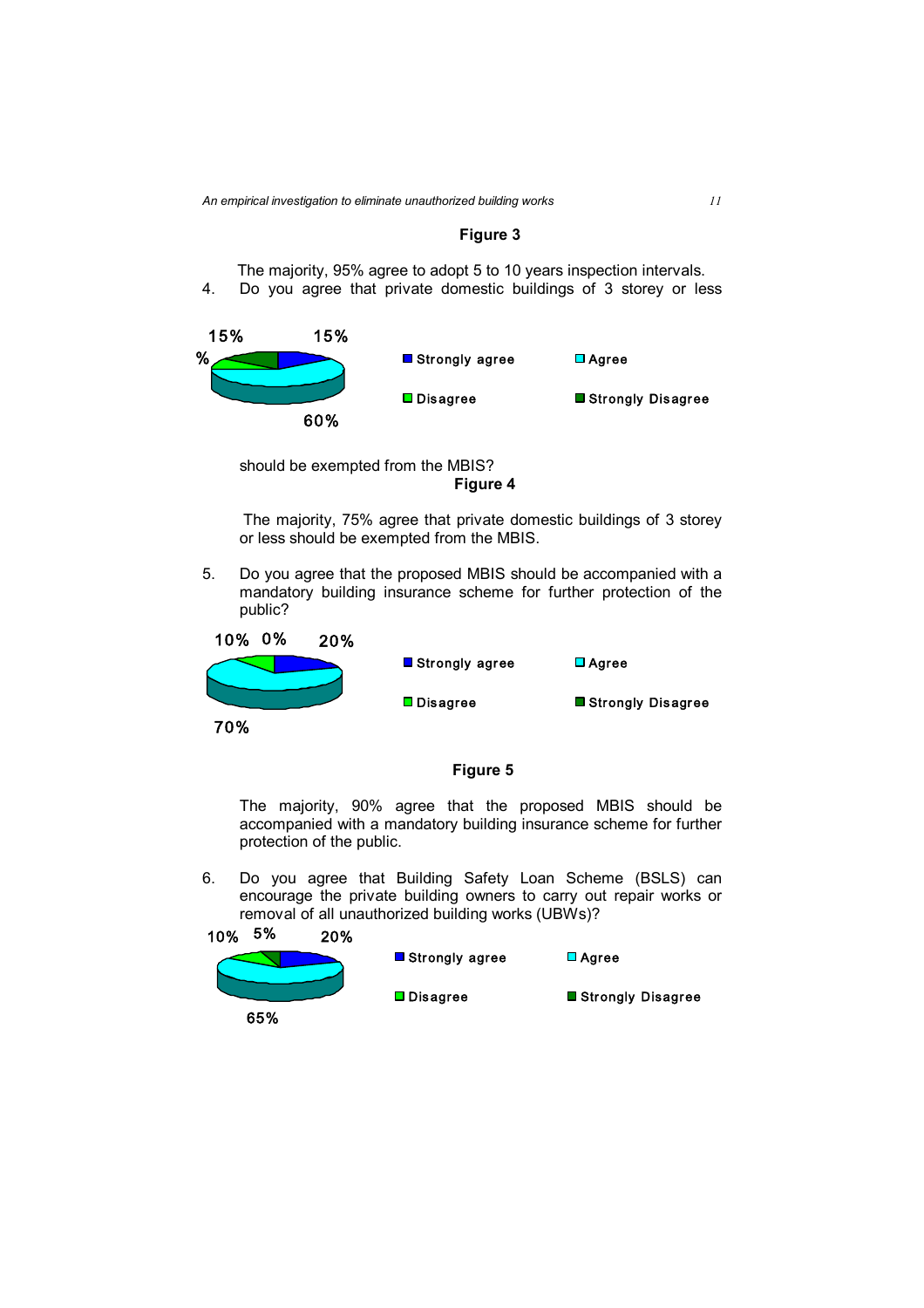**Figure 3**

The majority, 95% agree to adopt 5 to 10 years inspection intervals.

4. Do you agree that private domestic buildings of 3 storey or less

15% 15%

%

60%

■ Strongly agree ■ Agree

■ Disagree ■ Strongly Disagree

should be exempted from the MBIS?

**Figure 4**

The majority, 75% agree that private domestic buildings of 3 storey or less should be exempted from the MBIS.

5. Do you agree that the proposed MBIS should be accompanied with a mandatory building insurance scheme for further protection of the public?

10% 0% 20%

70%

■ Strongly agree ■ Agree

■ Disagree ■ Strongly Disagree

**Figure 5**

The majority, 90% agree that the proposed MBIS should be accompanied with a mandatory building insurance scheme for further protection of the public.

6. Do you agree that Building Safety Loan Scheme (BSLS) can encourage the private building owners to carry out repair works or removal of all unauthorized building works (UBWs)?

10% 5% 20%

65%

■ Strongly agree ■ Agree

■ Disagree ■ Strongly Disagree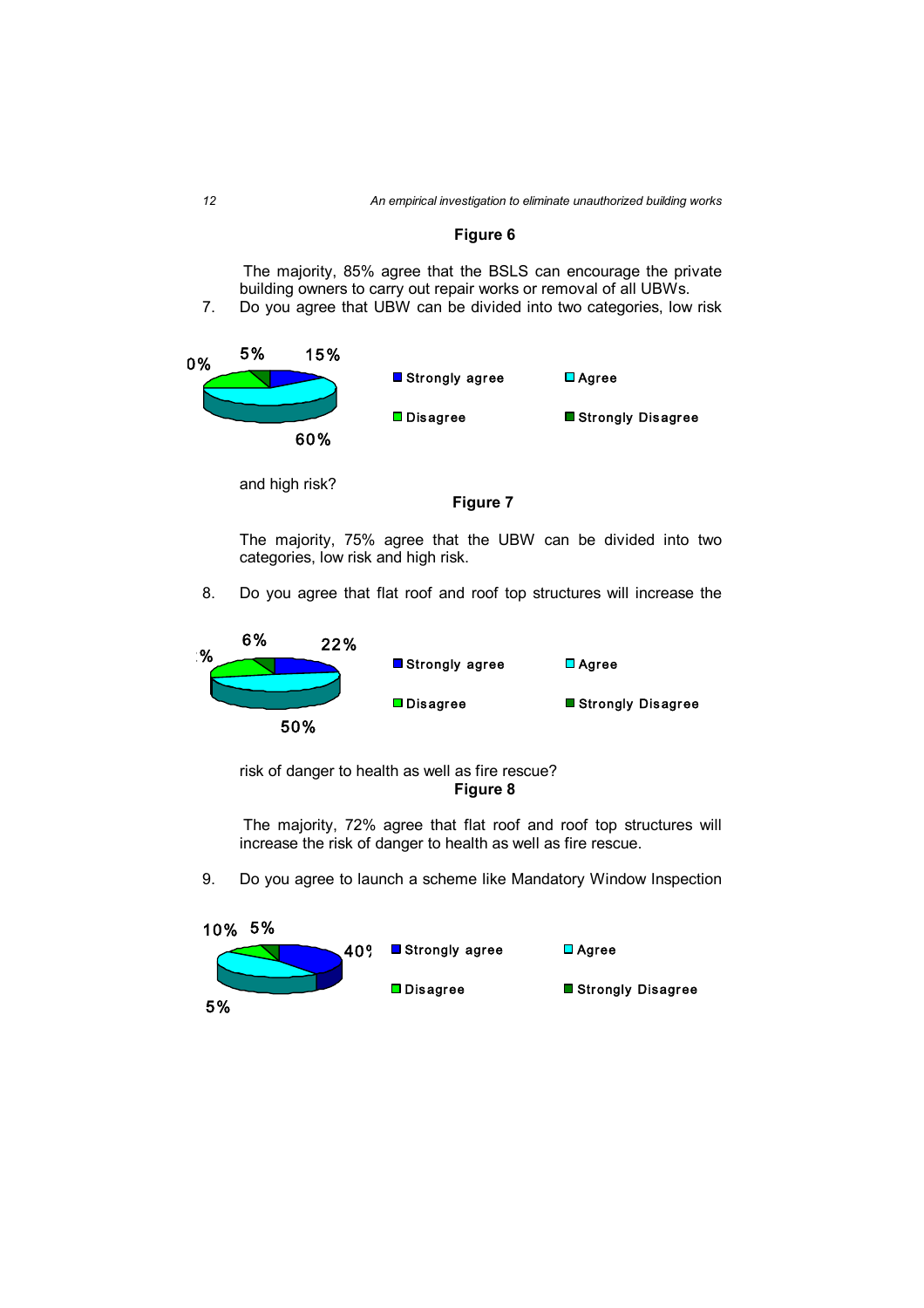**Figure 6**

The majority, 85% agree that the BSLS can encourage the private building owners to carry out repair works or removal of all UBWs.

7. Do you agree that UBW can be divided into two categories, low risk and high risk?

0% 5% 15%

60%

■ Strongly agree ■ Agree ■ Disagree ■ Strongly Disagree

**Figure 7**

The majority, 75% agree that the UBW can be divided into two categories, low risk and high risk.

8. Do you agree that flat roof and roof top structures will increase the risk of danger to health as well as fire rescue?

% 6% 22%

50%

■ Strongly agree ■ Agree ■ Disagree ■ Strongly Disagree

**Figure 8**

The majority, 72% agree that flat roof and roof top structures will increase the risk of danger to health as well as fire rescue.

9. Do you agree to launch a scheme like Mandatory Window Inspection

10% 5% 40%

5%

■ Strongly agree ■ Agree ■ Disagree ■ Strongly Disagree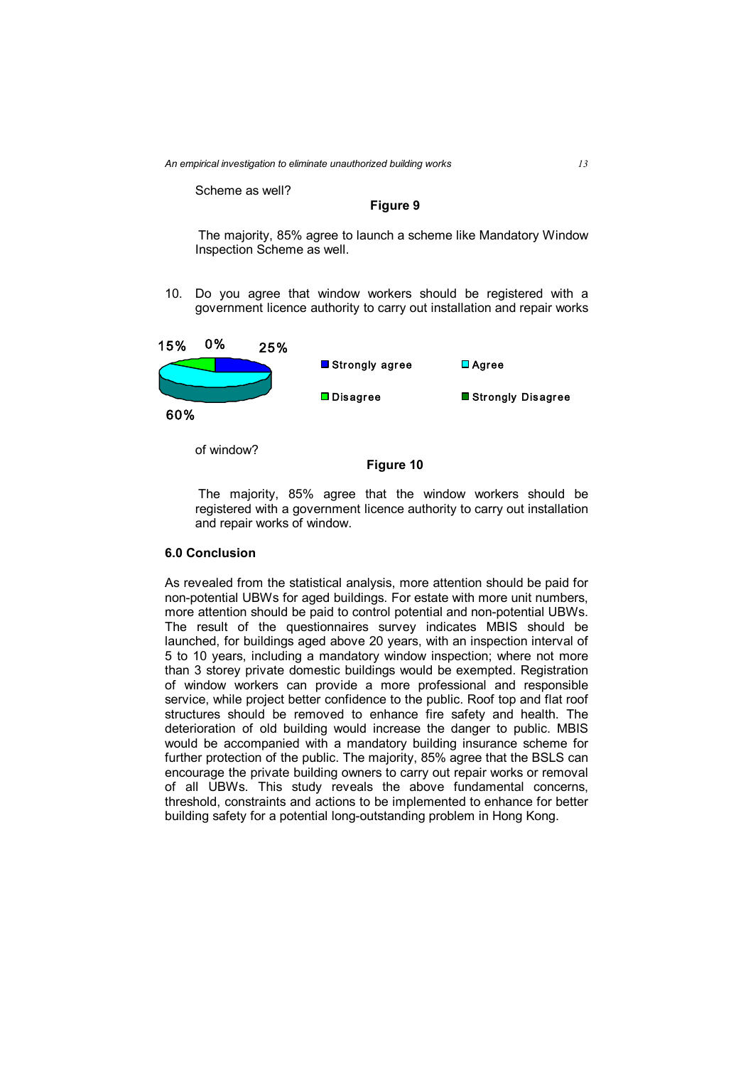Scheme as well?

**Figure 9**

The majority, 85% agree to launch a scheme like Mandatory Window Inspection Scheme as well.

10. Do you agree that window workers should be registered with a government licence authority to carry out installation and repair works of window?

15% 0% 25%

Strongly agree | Agree | Disagree | Strongly Disagree

60%

**Figure 10**

The majority, 85% agree that the window workers should be registered with a government licence authority to carry out installation and repair works of window.

## 6.0 Conclusion

As revealed from the statistical analysis, more attention should be paid for non-potential UBWs for aged buildings. For estate with more unit numbers, more attention should be paid to control potential and non-potential UBWs. The result of the questionnaires survey indicates MBIS should be launched, for buildings aged above 20 years, with an inspection interval of 5 to 10 years, including a mandatory window inspection; where not more than 3 storey private domestic buildings would be exempted. Registration of window workers can provide a more professional and responsible service, while project better confidence to the public. Roof top and flat roof structures should be removed to enhance fire safety and health. The deterioration of old building would increase the danger to public. MBIS would be accompanied with a mandatory building insurance scheme for further protection of the public. The majority, 85% agree that the BSLS can encourage the private building owners to carry out repair works or removal of all UBWs. This study reveals the above fundamental concerns, threshold, constraints and actions to be implemented to enhance for better building safety for a potential long-outstanding problem in Hong Kong.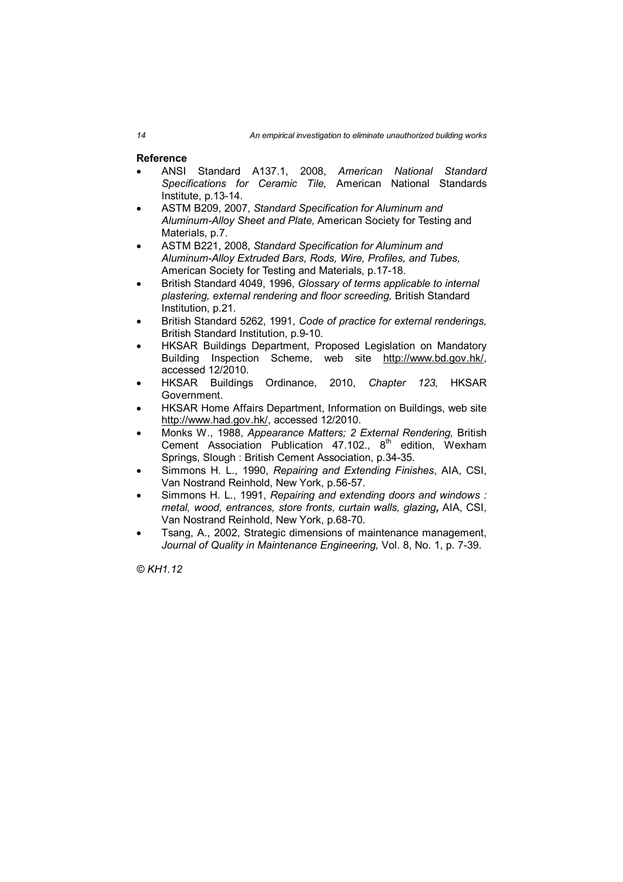## Reference

- ANSI Standard A137.1, 2008, *American National Standard Specifications for Ceramic Tile,* American National Standards Institute, p.13-14.
- ASTM B209, 2007, *Standard Specification for Aluminum and Aluminum-Alloy Sheet and Plate,* American Society for Testing and Materials, p.7.
- ASTM B221, 2008, *Standard Specification for Aluminum and Aluminum-Alloy Extruded Bars, Rods, Wire, Profiles, and Tubes,* American Society for Testing and Materials, p.17-18.
- British Standard 4049, 1996, *Glossary of terms applicable to internal plastering, external rendering and floor screeding,* British Standard Institution, p.21.
- British Standard 5262, 1991, *Code of practice for external renderings,* British Standard Institution, p.9-10.
- HKSAR Buildings Department, Proposed Legislation on Mandatory Building Inspection Scheme, web site http://www.bd.gov.hk/, accessed 12/2010.
- HKSAR Buildings Ordinance, 2010, *Chapter 123,* HKSAR Government.
- HKSAR Home Affairs Department, Information on Buildings, web site http://www.had.gov.hk/, accessed 12/2010.
- Monks W., 1988, *Appearance Matters; 2 External Rendering,* British Cement Association Publication 47.102., 8th edition, Wexham Springs, Slough : British Cement Association, p.34-35.
- Simmons H. L., 1990, *Repairing and Extending Finishes*, AIA, CSI, Van Nostrand Reinhold, New York, p.56-57.
- Simmons H. L., 1991, *Repairing and extending doors and windows : metal, wood, entrances, store fronts, curtain walls, glazing,* AIA, CSI, Van Nostrand Reinhold, New York, p.68-70.
- Tsang, A., 2002, Strategic dimensions of maintenance management, *Journal of Quality in Maintenance Engineering,* Vol. 8, No. 1, p. 7-39.

*© KH1.12*